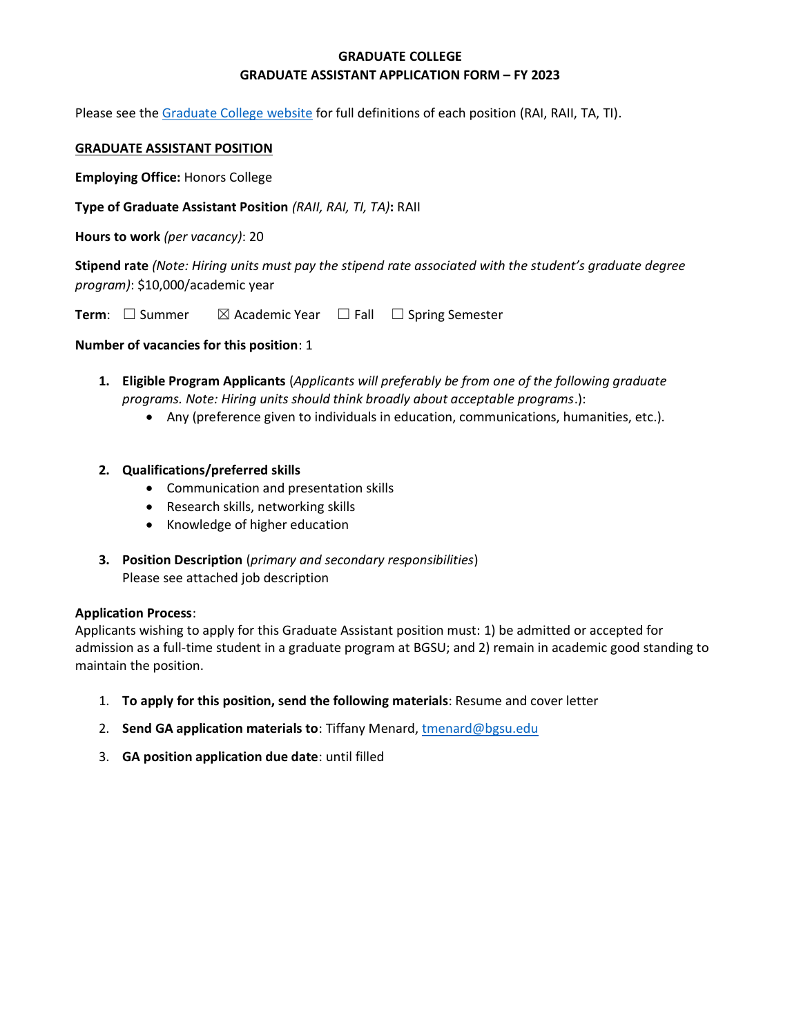# GRADUATE COLLEGE
## GRADUATE ASSISTANT APPLICATION FORM – FY 2023

Please see the [Graduate College website]() for full definitions of each position (RAI, RAII, TA, TI).

**GRADUATE ASSISTANT POSITION**

**Employing Office:** Honors College

**Type of Graduate Assistant Position** *(RAII, RAI, TI, TA)***:** RAII

**Hours to work** *(per vacancy)*: 20

**Stipend rate** *(Note: Hiring units must pay the stipend rate associated with the student's graduate degree program)*: $10,000/academic year

**Term**: ☐ Summer ☒ Academic Year ☐ Fall ☐ Spring Semester

**Number of vacancies for this position**: 1

1. **Eligible Program Applicants** (*Applicants will preferably be from one of the following graduate programs. Note: Hiring units should think broadly about acceptable programs*.):
   - Any (preference given to individuals in education, communications, humanities, etc.).

2. **Qualifications/preferred skills**
   - Communication and presentation skills
   - Research skills, networking skills
   - Knowledge of higher education

3. **Position Description** (*primary and secondary responsibilities*)
   Please see attached job description

**Application Process**:
Applicants wishing to apply for this Graduate Assistant position must: 1) be admitted or accepted for admission as a full-time student in a graduate program at BGSU; and 2) remain in academic good standing to maintain the position.

1. **To apply for this position, send the following materials**: Resume and cover letter
2. **Send GA application materials to**: Tiffany Menard, [tmenard@bgsu.edu](mailto:tmenard@bgsu.edu)
3. **GA position application due date**: until filled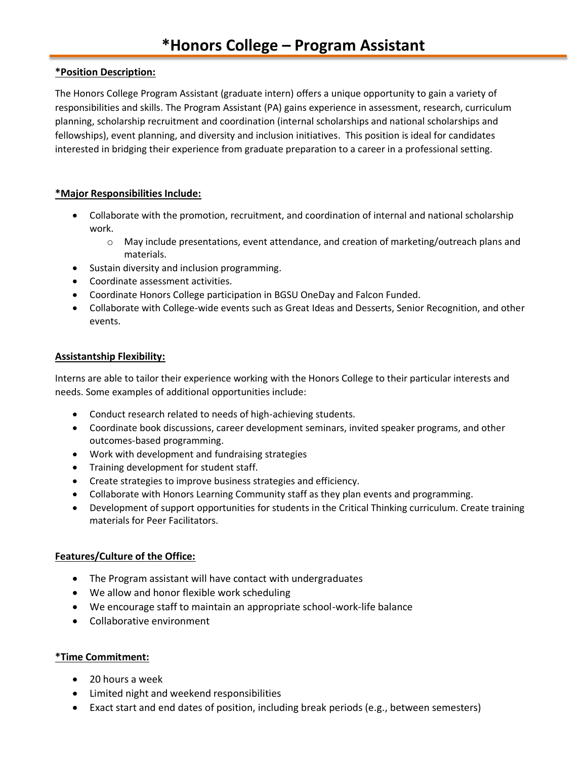# *Honors College – Program Assistant

**<u>*Position Description:</u>**

The Honors College Program Assistant (graduate intern) offers a unique opportunity to gain a variety of responsibilities and skills. The Program Assistant (PA) gains experience in assessment, research, curriculum planning, scholarship recruitment and coordination (internal scholarships and national scholarships and fellowships), event planning, and diversity and inclusion initiatives. This position is ideal for candidates interested in bridging their experience from graduate preparation to a career in a professional setting.

**<u>*Major Responsibilities Include:</u>**

- Collaborate with the promotion, recruitment, and coordination of internal and national scholarship work.
  - May include presentations, event attendance, and creation of marketing/outreach plans and materials.
- Sustain diversity and inclusion programming.
- Coordinate assessment activities.
- Coordinate Honors College participation in BGSU OneDay and Falcon Funded.
- Collaborate with College-wide events such as Great Ideas and Desserts, Senior Recognition, and other events.

**<u>Assistantship Flexibility:</u>**

Interns are able to tailor their experience working with the Honors College to their particular interests and needs. Some examples of additional opportunities include:

- Conduct research related to needs of high-achieving students.
- Coordinate book discussions, career development seminars, invited speaker programs, and other outcomes-based programming.
- Work with development and fundraising strategies
- Training development for student staff.
- Create strategies to improve business strategies and efficiency.
- Collaborate with Honors Learning Community staff as they plan events and programming.
- Development of support opportunities for students in the Critical Thinking curriculum. Create training materials for Peer Facilitators.

**<u>Features/Culture of the Office:</u>**

- The Program assistant will have contact with undergraduates
- We allow and honor flexible work scheduling
- We encourage staff to maintain an appropriate school-work-life balance
- Collaborative environment

**<u>*Time Commitment:</u>**

- 20 hours a week
- Limited night and weekend responsibilities
- Exact start and end dates of position, including break periods (e.g., between semesters)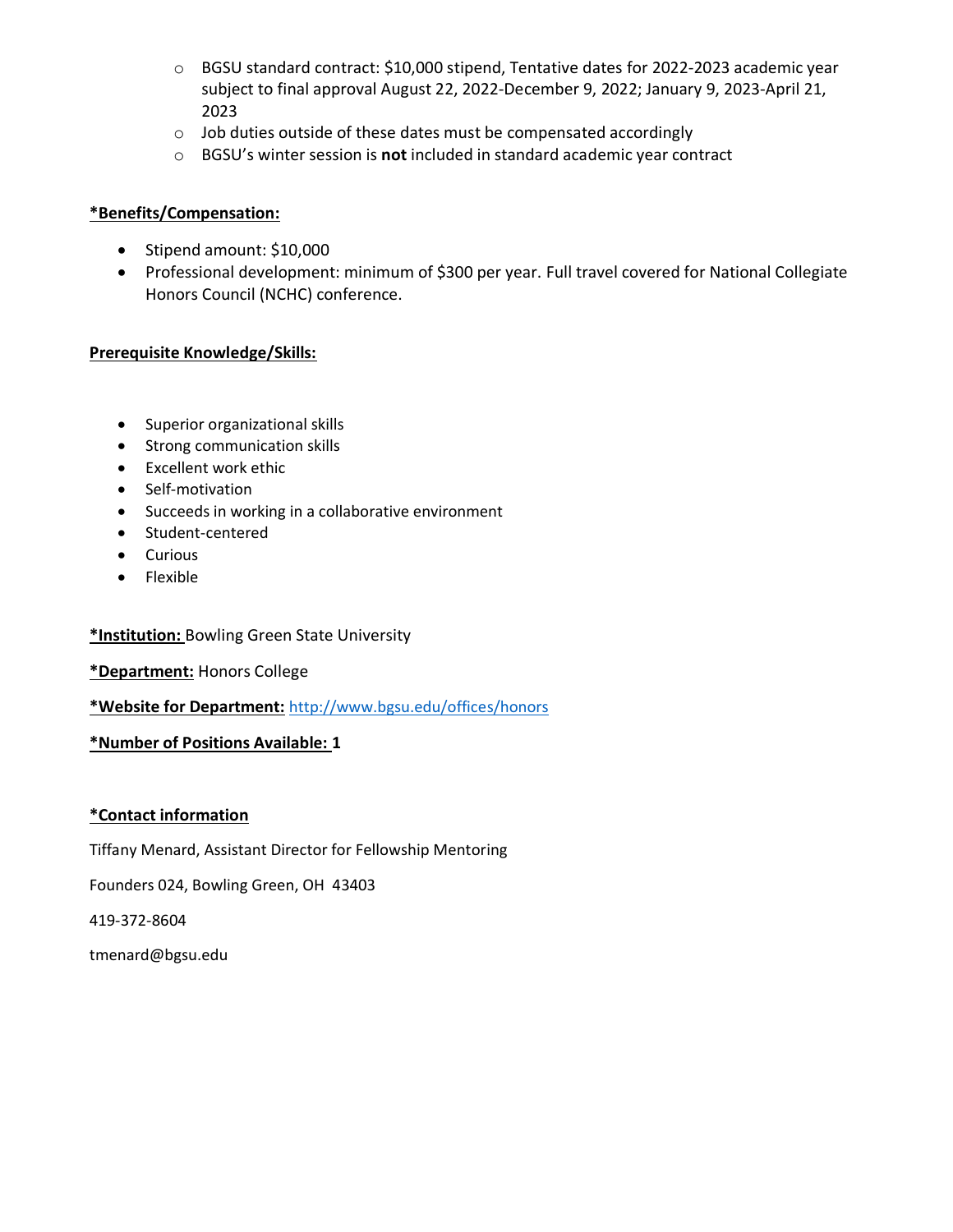- BGSU standard contract: $10,000 stipend, Tentative dates for 2022-2023 academic year subject to final approval August 22, 2022-December 9, 2022; January 9, 2023-April 21, 2023
  - Job duties outside of these dates must be compensated accordingly
  - BGSU's winter session is **not** included in standard academic year contract

**\*Benefits/Compensation:**

- Stipend amount: $10,000
- Professional development: minimum of $300 per year. Full travel covered for National Collegiate Honors Council (NCHC) conference.

**Prerequisite Knowledge/Skills:**

- Superior organizational skills
- Strong communication skills
- Excellent work ethic
- Self-motivation
- Succeeds in working in a collaborative environment
- Student-centered
- Curious
- Flexible

**\*Institution:** Bowling Green State University

**\*Department:** Honors College

**\*Website for Department:** http://www.bgsu.edu/offices/honors

**\*Number of Positions Available: 1**

**\*Contact information**

Tiffany Menard, Assistant Director for Fellowship Mentoring

Founders 024, Bowling Green, OH 43403

419-372-8604

tmenard@bgsu.edu